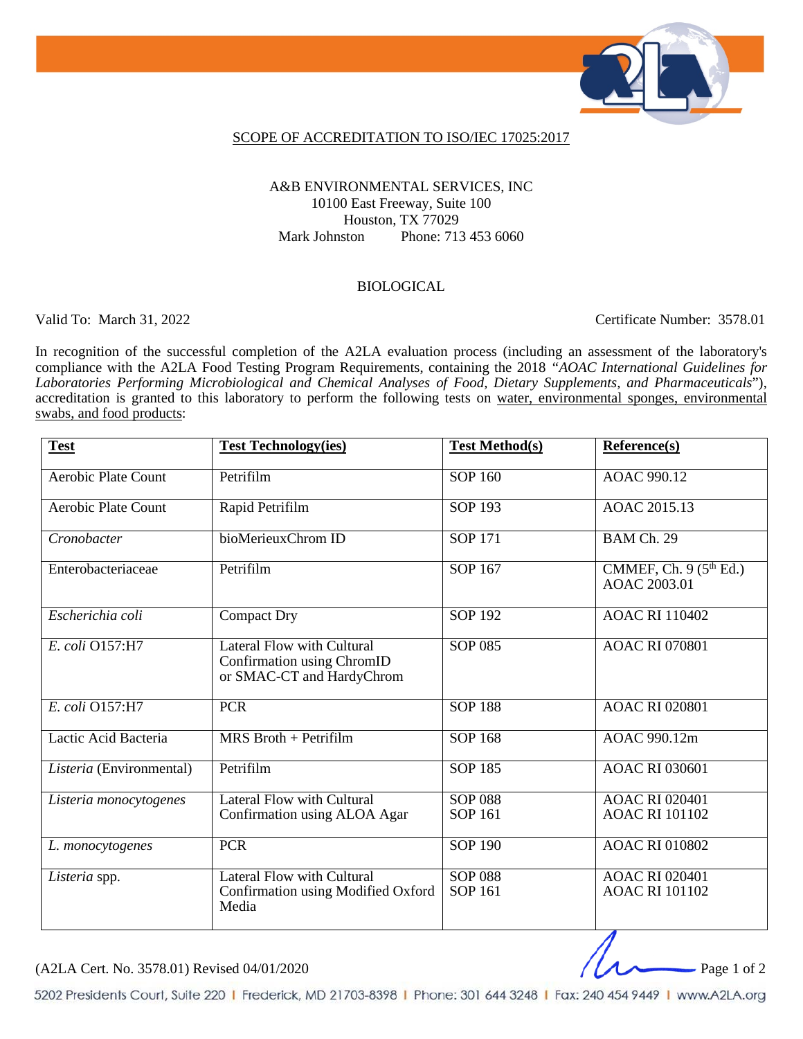## SCOPE OF ACCREDITATION TO ISO/IEC 17025:2017

A&B ENVIRONMENTAL SERVICES, INC
10100 East Freeway, Suite 100
Houston, TX 77029
Mark Johnston Phone: 713 453 6060

### BIOLOGICAL

Valid To: March 31, 2022 Certificate Number: 3578.01

In recognition of the successful completion of the A2LA evaluation process (including an assessment of the laboratory's compliance with the A2LA Food Testing Program Requirements, containing the 2018 *"AOAC International Guidelines for Laboratories Performing Microbiological and Chemical Analyses of Food, Dietary Supplements, and Pharmaceuticals*"), accreditation is granted to this laboratory to perform the following tests on water, environmental sponges, environmental swabs, and food products:

| **Test** | **Test Technology(ies)** | **Test Method(s)** | **Reference(s)** |
|---|---|---|---|
| Aerobic Plate Count | Petrifilm | SOP 160 | AOAC 990.12 |
| Aerobic Plate Count | Rapid Petrifilm | SOP 193 | AOAC 2015.13 |
| *Cronobacter* | bioMerieuxChrom ID | SOP 171 | BAM Ch. 29 |
| Enterobacteriaceae | Petrifilm | SOP 167 | CMMEF, Ch. 9 (5th Ed.)<br>AOAC 2003.01 |
| *Escherichia coli* | Compact Dry | SOP 192 | AOAC RI 110402 |
| *E. coli* O157:H7 | Lateral Flow with Cultural Confirmation using ChromID or SMAC-CT and HardyChrom | SOP 085 | AOAC RI 070801 |
| *E. coli* O157:H7 | PCR | SOP 188 | AOAC RI 020801 |
| Lactic Acid Bacteria | MRS Broth + Petrifilm | SOP 168 | AOAC 990.12m |
| *Listeria* (Environmental) | Petrifilm | SOP 185 | AOAC RI 030601 |
| *Listeria monocytogenes* | Lateral Flow with Cultural Confirmation using ALOA Agar | SOP 088<br>SOP 161 | AOAC RI 020401<br>AOAC RI 101102 |
| *L. monocytogenes* | PCR | SOP 190 | AOAC RI 010802 |
| *Listeria* spp. | Lateral Flow with Cultural Confirmation using Modified Oxford Media | SOP 088<br>SOP 161 | AOAC RI 020401<br>AOAC RI 101102 |

(A2LA Cert. No. 3578.01) Revised 04/01/2020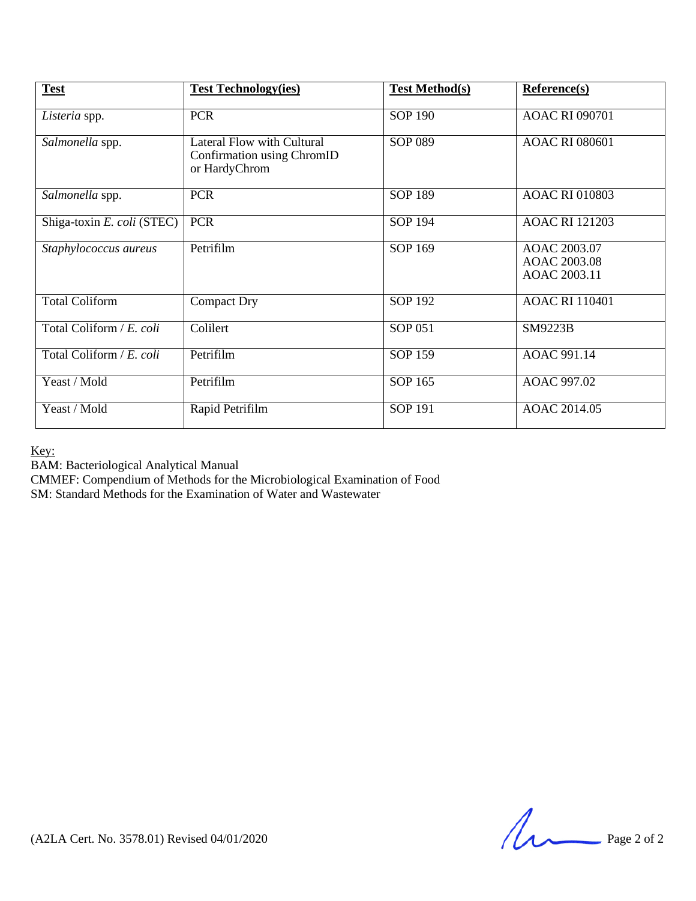| **Test** | **Test Technology(ies)** | **Test Method(s)** | **Reference(s)** |
| --- | --- | --- | --- |
| *Listeria* spp. | PCR | SOP 190 | AOAC RI 090701 |
| *Salmonella* spp. | Lateral Flow with Cultural Confirmation using ChromID or HardyChrom | SOP 089 | AOAC RI 080601 |
| *Salmonella* spp. | PCR | SOP 189 | AOAC RI 010803 |
| Shiga-toxin *E. coli* (STEC) | PCR | SOP 194 | AOAC RI 121203 |
| *Staphylococcus aureus* | Petrifilm | SOP 169 | AOAC 2003.07<br>AOAC 2003.08<br>AOAC 2003.11 |
| Total Coliform | Compact Dry | SOP 192 | AOAC RI 110401 |
| Total Coliform / *E. coli* | Colilert | SOP 051 | SM9223B |
| Total Coliform / *E. coli* | Petrifilm | SOP 159 | AOAC 991.14 |
| Yeast / Mold | Petrifilm | SOP 165 | AOAC 997.02 |
| Yeast / Mold | Rapid Petrifilm | SOP 191 | AOAC 2014.05 |

Key:
BAM: Bacteriological Analytical Manual
CMMEF: Compendium of Methods for the Microbiological Examination of Food
SM: Standard Methods for the Examination of Water and Wastewater

(A2LA Cert. No. 3578.01) Revised 04/01/2020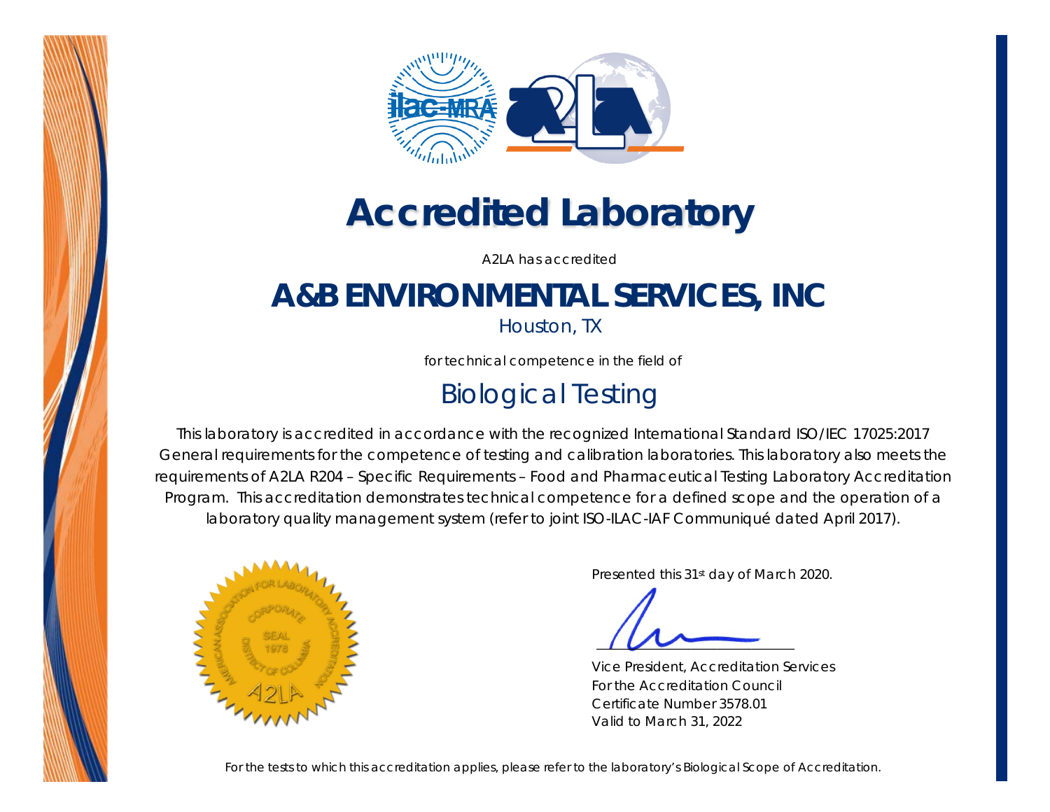# Accredited Laboratory

A2LA has accredited

## A&B ENVIRONMENTAL SERVICES, INC

Houston, TX

for technical competence in the field of

## Biological Testing

This laboratory is accredited in accordance with the recognized International Standard ISO/IEC 17025:2017 General requirements for the competence of testing and calibration laboratories. This laboratory also meets the requirements of A2LA R204 – Specific Requirements – Food and Pharmaceutical Testing Laboratory Accreditation Program. This accreditation demonstrates technical competence for a defined scope and the operation of a laboratory quality management system (refer to joint ISO-ILAC-IAF Communiqué dated April 2017).

Presented this 31st day of March 2020.

Vice President, Accreditation Services
For the Accreditation Council
Certificate Number 3578.01
Valid to March 31, 2022

For the tests to which this accreditation applies, please refer to the laboratory's Biological Scope of Accreditation.